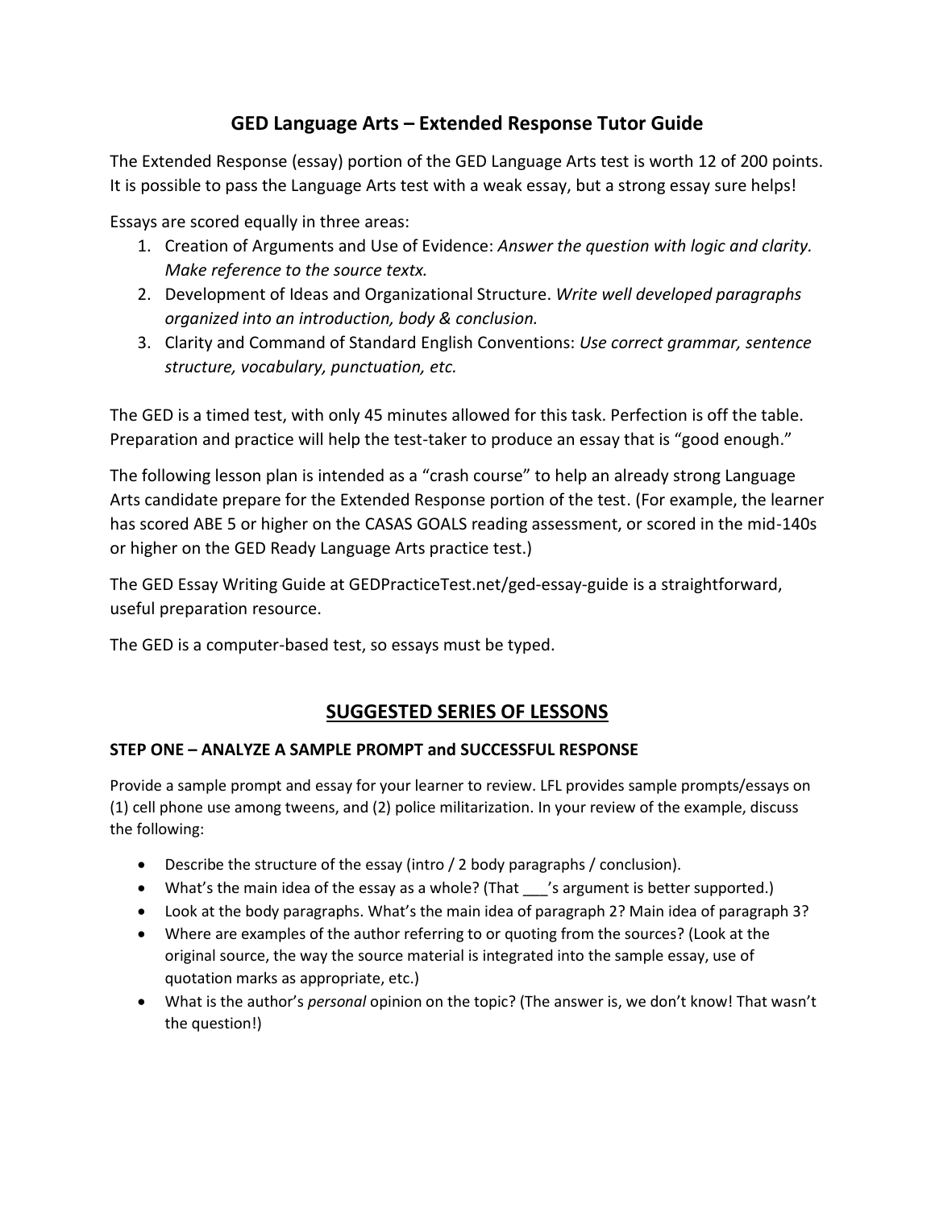# GED Language Arts – Extended Response Tutor Guide

The Extended Response (essay) portion of the GED Language Arts test is worth 12 of 200 points. It is possible to pass the Language Arts test with a weak essay, but a strong essay sure helps!

Essays are scored equally in three areas:

1. Creation of Arguments and Use of Evidence: *Answer the question with logic and clarity. Make reference to the source textx.*
2. Development of Ideas and Organizational Structure. *Write well developed paragraphs organized into an introduction, body & conclusion.*
3. Clarity and Command of Standard English Conventions: *Use correct grammar, sentence structure, vocabulary, punctuation, etc.*

The GED is a timed test, with only 45 minutes allowed for this task. Perfection is off the table. Preparation and practice will help the test-taker to produce an essay that is "good enough."

The following lesson plan is intended as a "crash course" to help an already strong Language Arts candidate prepare for the Extended Response portion of the test. (For example, the learner has scored ABE 5 or higher on the CASAS GOALS reading assessment, or scored in the mid-140s or higher on the GED Ready Language Arts practice test.)

The GED Essay Writing Guide at GEDPracticeTest.net/ged-essay-guide is a straightforward, useful preparation resource.

The GED is a computer-based test, so essays must be typed.

## SUGGESTED SERIES OF LESSONS

### STEP ONE – ANALYZE A SAMPLE PROMPT and SUCCESSFUL RESPONSE

Provide a sample prompt and essay for your learner to review. LFL provides sample prompts/essays on (1) cell phone use among tweens, and (2) police militarization. In your review of the example, discuss the following:

- Describe the structure of the essay (intro / 2 body paragraphs / conclusion).
- What's the main idea of the essay as a whole? (That ___'s argument is better supported.)
- Look at the body paragraphs. What's the main idea of paragraph 2? Main idea of paragraph 3?
- Where are examples of the author referring to or quoting from the sources? (Look at the original source, the way the source material is integrated into the sample essay, use of quotation marks as appropriate, etc.)
- What is the author's *personal* opinion on the topic? (The answer is, we don't know! That wasn't the question!)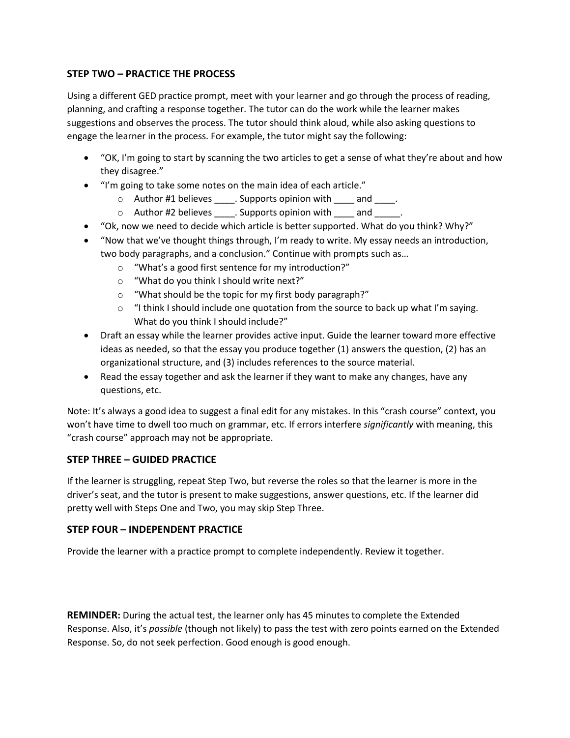### STEP TWO – PRACTICE THE PROCESS

Using a different GED practice prompt, meet with your learner and go through the process of reading, planning, and crafting a response together. The tutor can do the work while the learner makes suggestions and observes the process. The tutor should think aloud, while also asking questions to engage the learner in the process. For example, the tutor might say the following:

- "OK, I'm going to start by scanning the two articles to get a sense of what they're about and how they disagree."
- "I'm going to take some notes on the main idea of each article."
  - Author #1 believes ____. Supports opinion with ____ and ____.
  - Author #2 believes ____. Supports opinion with ____ and _____.
- "Ok, now we need to decide which article is better supported. What do you think? Why?"
- "Now that we've thought things through, I'm ready to write. My essay needs an introduction, two body paragraphs, and a conclusion." Continue with prompts such as…
  - "What's a good first sentence for my introduction?"
  - "What do you think I should write next?"
  - "What should be the topic for my first body paragraph?"
  - "I think I should include one quotation from the source to back up what I'm saying. What do you think I should include?"
- Draft an essay while the learner provides active input. Guide the learner toward more effective ideas as needed, so that the essay you produce together (1) answers the question, (2) has an organizational structure, and (3) includes references to the source material.
- Read the essay together and ask the learner if they want to make any changes, have any questions, etc.

Note: It's always a good idea to suggest a final edit for any mistakes. In this "crash course" context, you won't have time to dwell too much on grammar, etc. If errors interfere *significantly* with meaning, this "crash course" approach may not be appropriate.

### STEP THREE – GUIDED PRACTICE

If the learner is struggling, repeat Step Two, but reverse the roles so that the learner is more in the driver's seat, and the tutor is present to make suggestions, answer questions, etc. If the learner did pretty well with Steps One and Two, you may skip Step Three.

### STEP FOUR – INDEPENDENT PRACTICE

Provide the learner with a practice prompt to complete independently. Review it together.

**REMINDER:** During the actual test, the learner only has 45 minutes to complete the Extended Response. Also, it's *possible* (though not likely) to pass the test with zero points earned on the Extended Response. So, do not seek perfection. Good enough is good enough.